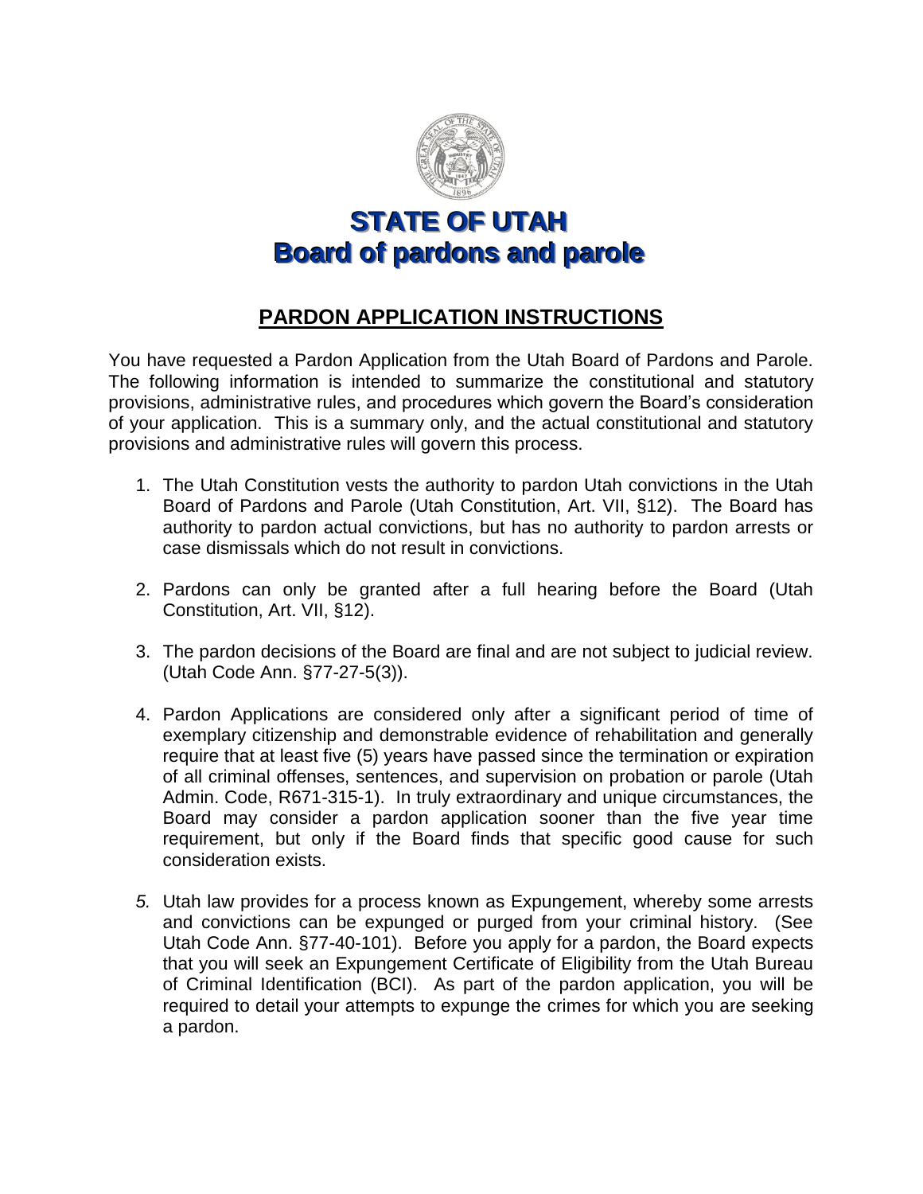# STATE OF UTAH
# Board of pardons and parole

## PARDON APPLICATION INSTRUCTIONS

You have requested a Pardon Application from the Utah Board of Pardons and Parole. The following information is intended to summarize the constitutional and statutory provisions, administrative rules, and procedures which govern the Board's consideration of your application. This is a summary only, and the actual constitutional and statutory provisions and administrative rules will govern this process.

1. The Utah Constitution vests the authority to pardon Utah convictions in the Utah Board of Pardons and Parole (Utah Constitution, Art. VII, §12). The Board has authority to pardon actual convictions, but has no authority to pardon arrests or case dismissals which do not result in convictions.

2. Pardons can only be granted after a full hearing before the Board (Utah Constitution, Art. VII, §12).

3. The pardon decisions of the Board are final and are not subject to judicial review. (Utah Code Ann. §77-27-5(3)).

4. Pardon Applications are considered only after a significant period of time of exemplary citizenship and demonstrable evidence of rehabilitation and generally require that at least five (5) years have passed since the termination or expiration of all criminal offenses, sentences, and supervision on probation or parole (Utah Admin. Code, R671-315-1). In truly extraordinary and unique circumstances, the Board may consider a pardon application sooner than the five year time requirement, but only if the Board finds that specific good cause for such consideration exists.

5. Utah law provides for a process known as Expungement, whereby some arrests and convictions can be expunged or purged from your criminal history. (See Utah Code Ann. §77-40-101). Before you apply for a pardon, the Board expects that you will seek an Expungement Certificate of Eligibility from the Utah Bureau of Criminal Identification (BCI). As part of the pardon application, you will be required to detail your attempts to expunge the crimes for which you are seeking a pardon.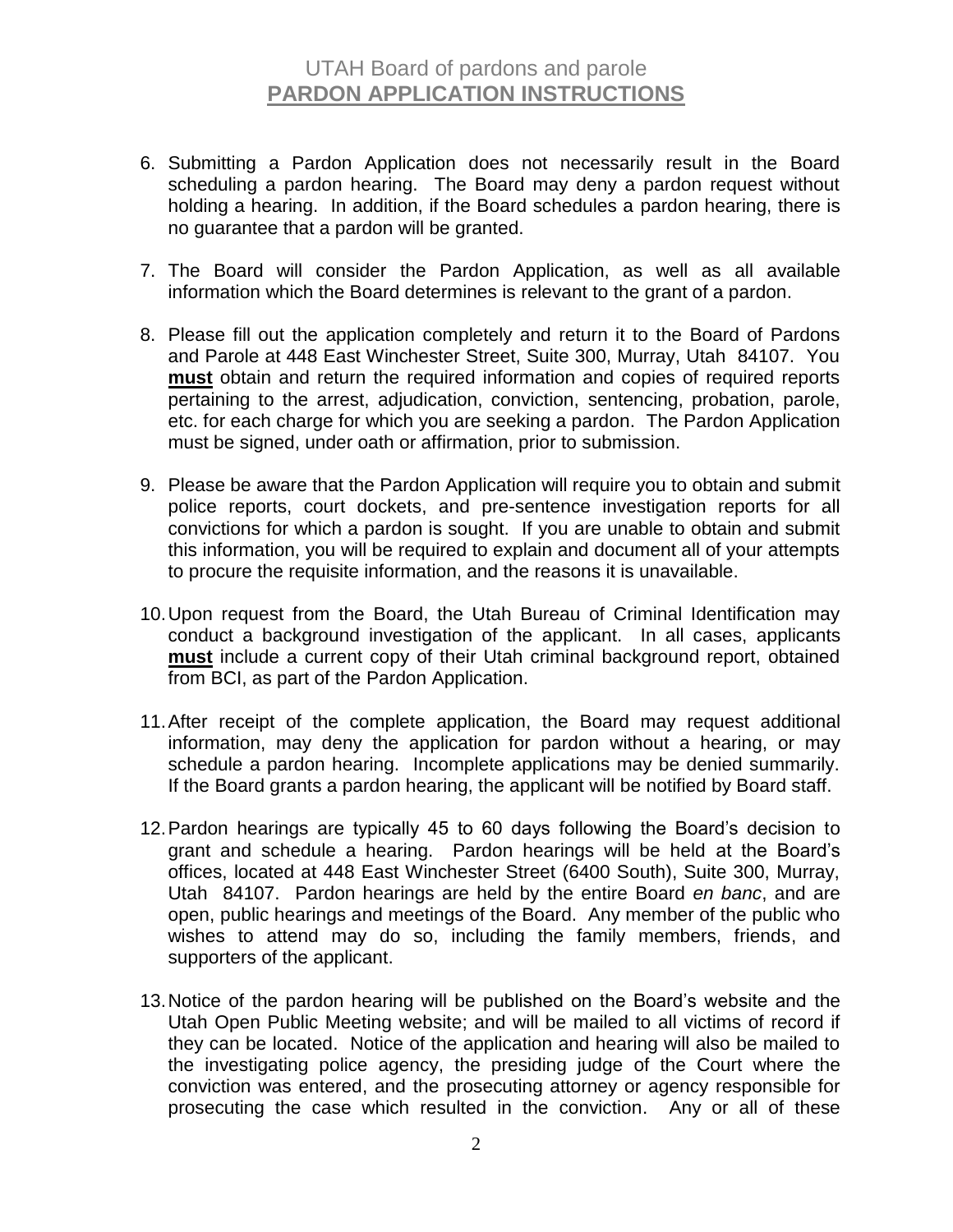6. Submitting a Pardon Application does not necessarily result in the Board scheduling a pardon hearing. The Board may deny a pardon request without holding a hearing. In addition, if the Board schedules a pardon hearing, there is no guarantee that a pardon will be granted.

7. The Board will consider the Pardon Application, as well as all available information which the Board determines is relevant to the grant of a pardon.

8. Please fill out the application completely and return it to the Board of Pardons and Parole at 448 East Winchester Street, Suite 300, Murray, Utah 84107. You **must** obtain and return the required information and copies of required reports pertaining to the arrest, adjudication, conviction, sentencing, probation, parole, etc. for each charge for which you are seeking a pardon. The Pardon Application must be signed, under oath or affirmation, prior to submission.

9. Please be aware that the Pardon Application will require you to obtain and submit police reports, court dockets, and pre-sentence investigation reports for all convictions for which a pardon is sought. If you are unable to obtain and submit this information, you will be required to explain and document all of your attempts to procure the requisite information, and the reasons it is unavailable.

10. Upon request from the Board, the Utah Bureau of Criminal Identification may conduct a background investigation of the applicant. In all cases, applicants **must** include a current copy of their Utah criminal background report, obtained from BCI, as part of the Pardon Application.

11. After receipt of the complete application, the Board may request additional information, may deny the application for pardon without a hearing, or may schedule a pardon hearing. Incomplete applications may be denied summarily. If the Board grants a pardon hearing, the applicant will be notified by Board staff.

12. Pardon hearings are typically 45 to 60 days following the Board's decision to grant and schedule a hearing. Pardon hearings will be held at the Board's offices, located at 448 East Winchester Street (6400 South), Suite 300, Murray, Utah 84107. Pardon hearings are held by the entire Board *en banc*, and are open, public hearings and meetings of the Board. Any member of the public who wishes to attend may do so, including the family members, friends, and supporters of the applicant.

13. Notice of the pardon hearing will be published on the Board's website and the Utah Open Public Meeting website; and will be mailed to all victims of record if they can be located. Notice of the application and hearing will also be mailed to the investigating police agency, the presiding judge of the Court where the conviction was entered, and the prosecuting attorney or agency responsible for prosecuting the case which resulted in the conviction. Any or all of these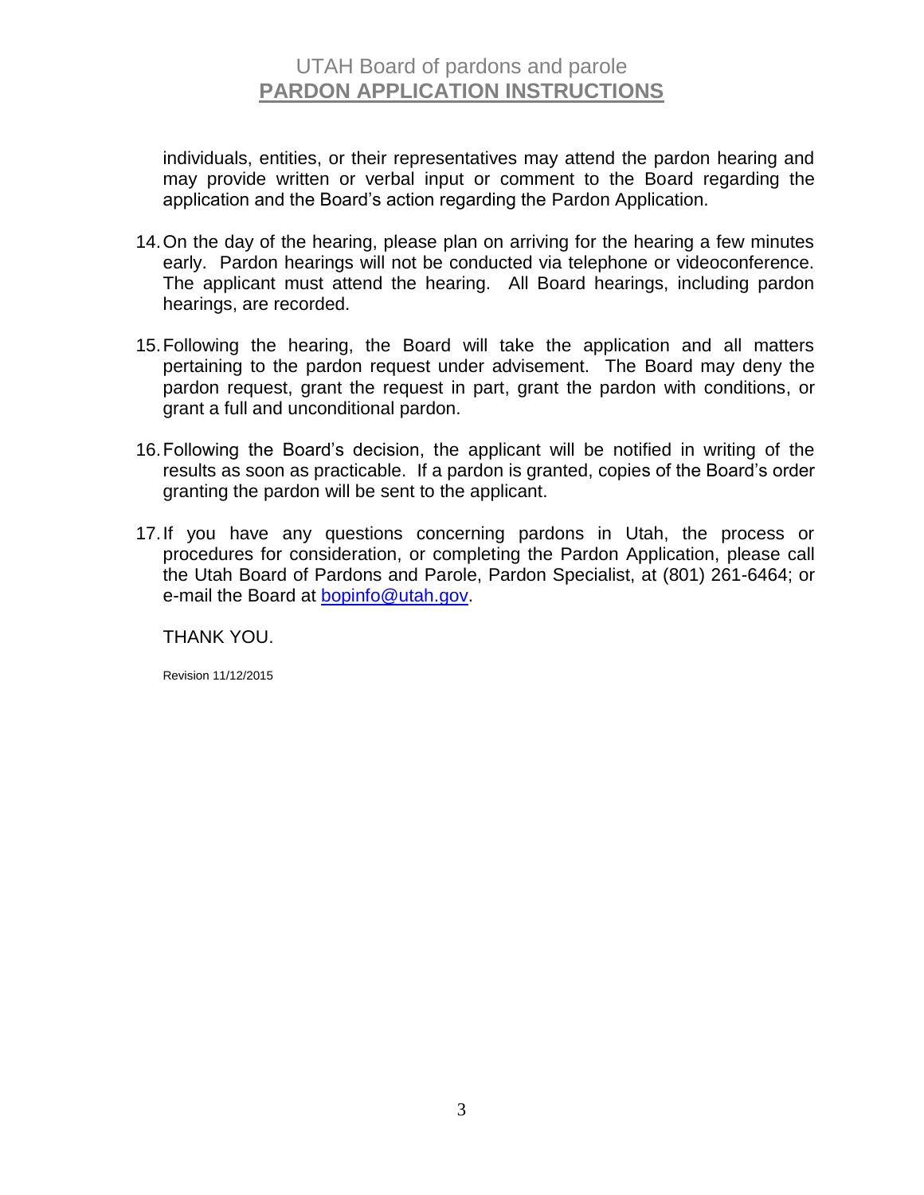individuals, entities, or their representatives may attend the pardon hearing and may provide written or verbal input or comment to the Board regarding the application and the Board's action regarding the Pardon Application.

14. On the day of the hearing, please plan on arriving for the hearing a few minutes early. Pardon hearings will not be conducted via telephone or videoconference. The applicant must attend the hearing. All Board hearings, including pardon hearings, are recorded.

15. Following the hearing, the Board will take the application and all matters pertaining to the pardon request under advisement. The Board may deny the pardon request, grant the request in part, grant the pardon with conditions, or grant a full and unconditional pardon.

16. Following the Board's decision, the applicant will be notified in writing of the results as soon as practicable. If a pardon is granted, copies of the Board's order granting the pardon will be sent to the applicant.

17. If you have any questions concerning pardons in Utah, the process or procedures for consideration, or completing the Pardon Application, please call the Utah Board of Pardons and Parole, Pardon Specialist, at (801) 261-6464; or e-mail the Board at bopinfo@utah.gov.

THANK YOU.

Revision 11/12/2015